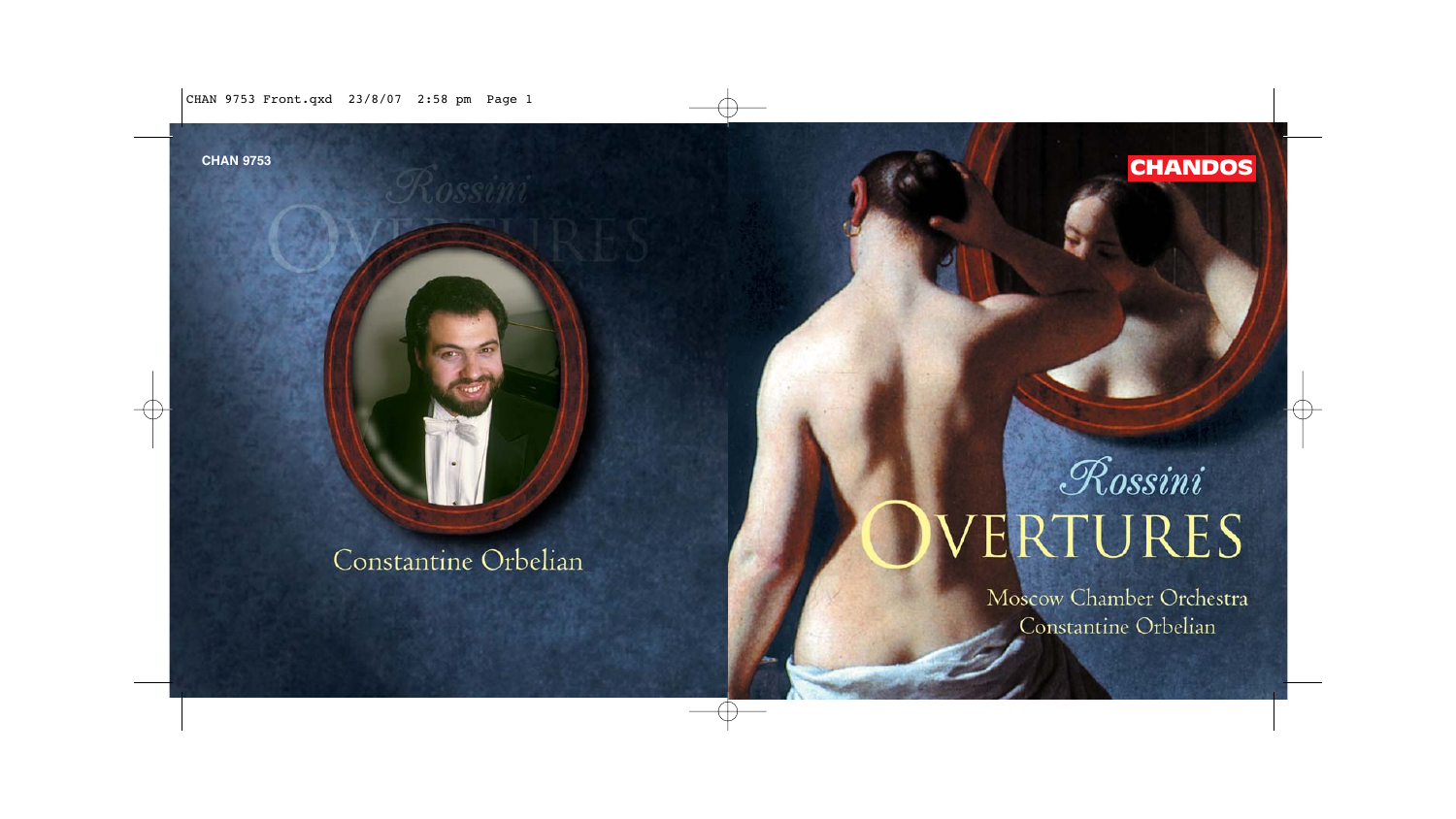CHAN 9753

Constantine Orbelian

CHANDOS

# Rossini
# OVERTURES

Moscow Chamber Orchestra
Constantine Orbelian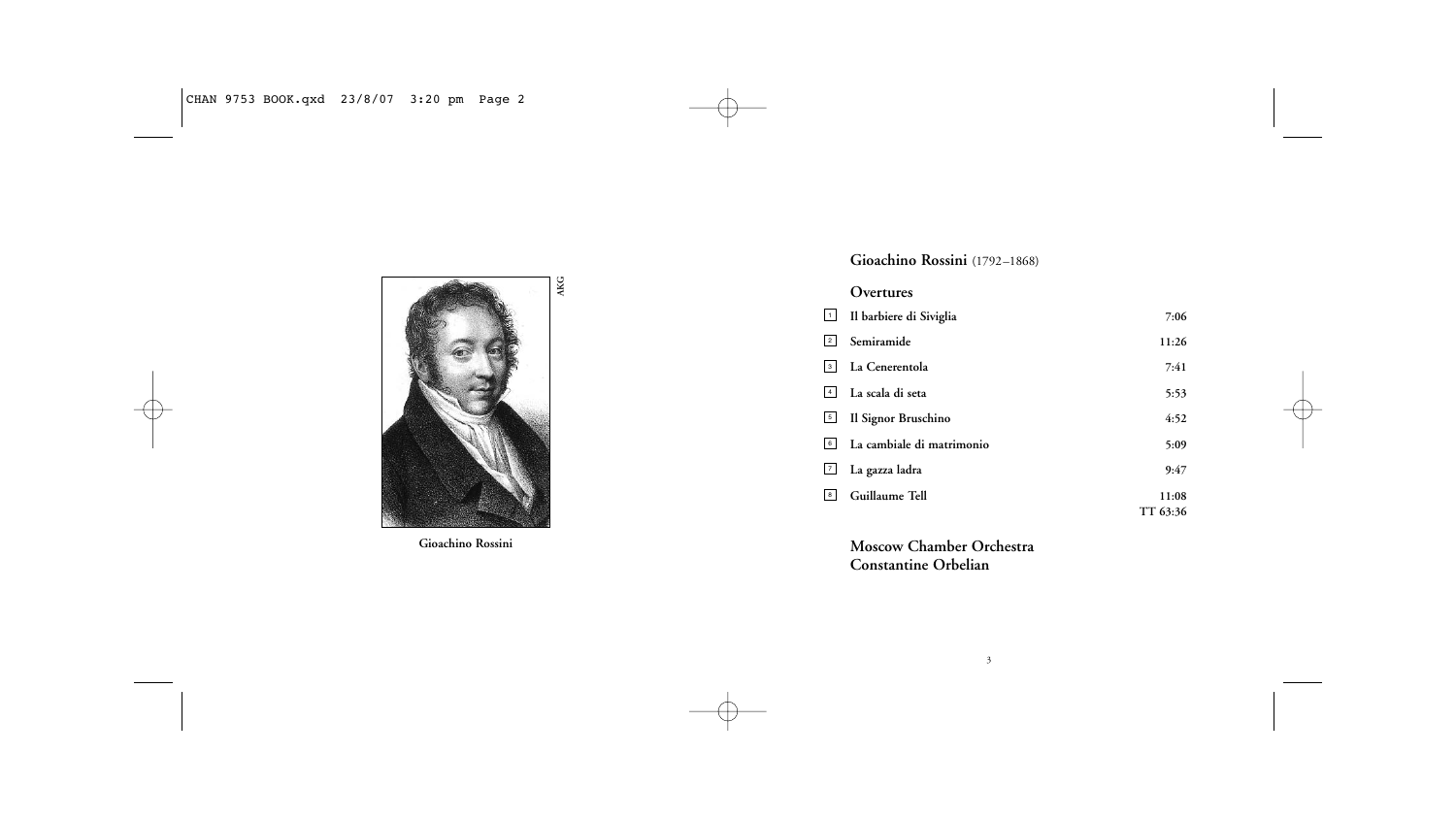Gioachino Rossini

## Gioachino Rossini (1792–1868)

### Overtures

| | | |
|---|---|---|
| 1 | Il barbiere di Siviglia | 7:06 |
| 2 | Semiramide | 11:26 |
| 3 | La Cenerentola | 7:41 |
| 4 | La scala di seta | 5:53 |
| 5 | Il Signor Bruschino | 4:52 |
| 6 | La cambiale di matrimonio | 5:09 |
| 7 | La gazza ladra | 9:47 |
| 8 | Guillaume Tell | 11:08 |
| | | TT 63:36 |

**Moscow Chamber Orchestra**
**Constantine Orbelian**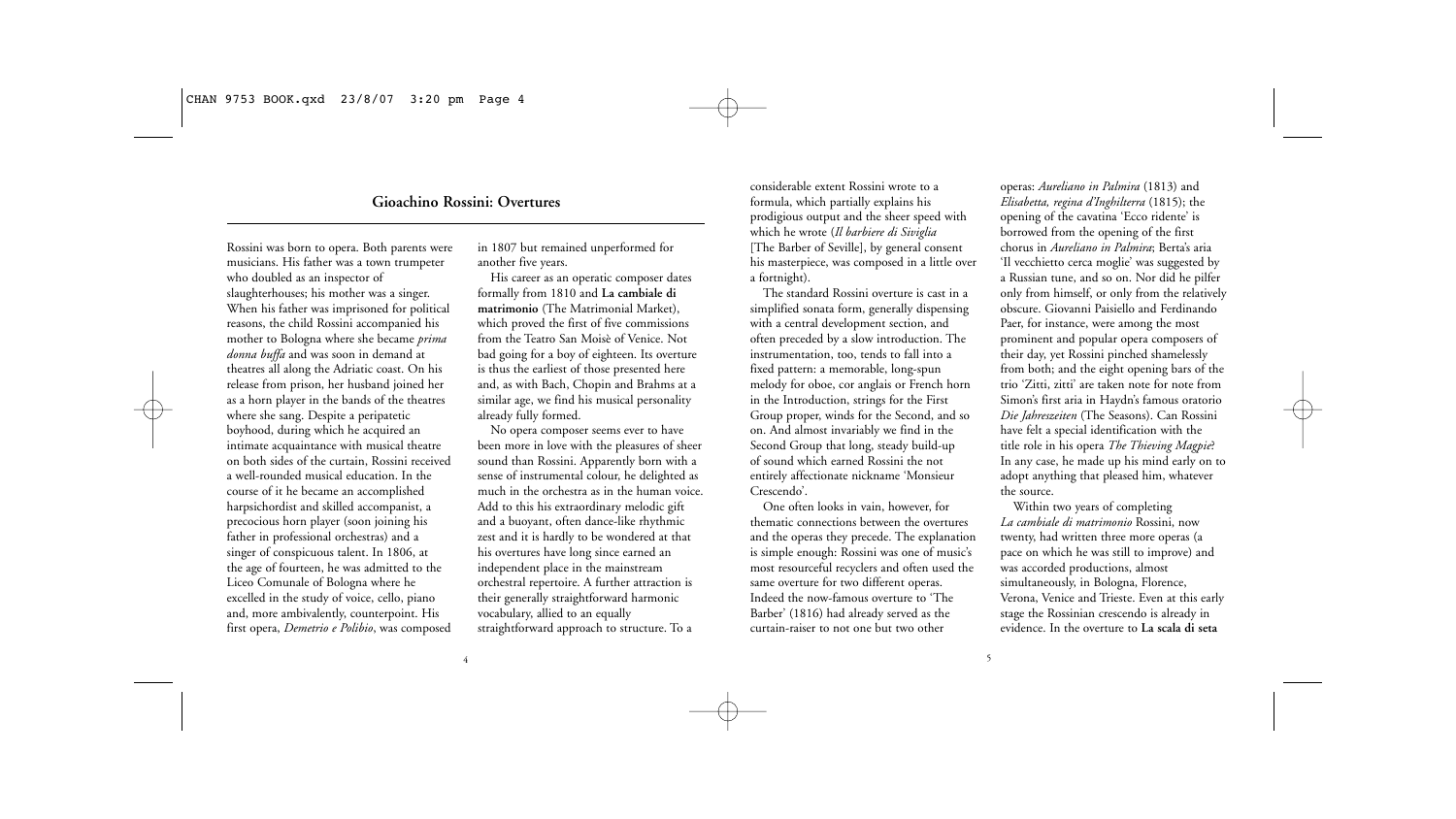## Gioachino Rossini: Overtures

Rossini was born to opera. Both parents were musicians. His father was a town trumpeter who doubled as an inspector of slaughterhouses; his mother was a singer. When his father was imprisoned for political reasons, the child Rossini accompanied his mother to Bologna where she became *prima donna buffa* and was soon in demand at theatres all along the Adriatic coast. On his release from prison, her husband joined her as a horn player in the bands of the theatres where she sang. Despite a peripatetic boyhood, during which he acquired an intimate acquaintance with musical theatre on both sides of the curtain, Rossini received a well-rounded musical education. In the course of it he became an accomplished harpsichordist and skilled accompanist, a precocious horn player (soon joining his father in professional orchestras) and a singer of conspicuous talent. In 1806, at the age of fourteen, he was admitted to the Liceo Comunale of Bologna where he excelled in the study of voice, cello, piano and, more ambivalently, counterpoint. His first opera, *Demetrio e Polibio*, was composed in 1807 but remained unperformed for another five years.

His career as an operatic composer dates formally from 1810 and **La cambiale di matrimonio** (The Matrimonial Market), which proved the first of five commissions from the Teatro San Moisè of Venice. Not bad going for a boy of eighteen. Its overture is thus the earliest of those presented here and, as with Bach, Chopin and Brahms at a similar age, we find his musical personality already fully formed.

No opera composer seems ever to have been more in love with the pleasures of sheer sound than Rossini. Apparently born with a sense of instrumental colour, he delighted as much in the orchestra as in the human voice. Add to this his extraordinary melodic gift and a buoyant, often dance-like rhythmic zest and it is hardly to be wondered at that his overtures have long since earned an independent place in the mainstream orchestral repertoire. A further attraction is their generally straightforward harmonic vocabulary, allied to an equally straightforward approach to structure. To a considerable extent Rossini wrote to a formula, which partially explains his prodigious output and the sheer speed with which he wrote (*Il barbiere di Siviglia* [The Barber of Seville], by general consent his masterpiece, was composed in a little over a fortnight).

The standard Rossini overture is cast in a simplified sonata form, generally dispensing with a central development section, and often preceded by a slow introduction. The instrumentation, too, tends to fall into a fixed pattern: a memorable, long-spun melody for oboe, cor anglais or French horn in the Introduction, strings for the First Group proper, winds for the Second, and so on. And almost invariably we find in the Second Group that long, steady build-up of sound which earned Rossini the not entirely affectionate nickname 'Monsieur Crescendo'.

One often looks in vain, however, for thematic connections between the overtures and the operas they precede. The explanation is simple enough: Rossini was one of music's most resourceful recyclers and often used the same overture for two different operas. Indeed the now-famous overture to 'The Barber' (1816) had already served as the curtain-raiser to not one but two other operas: *Aureliano in Palmira* (1813) and *Elisabetta, regina d'Inghilterra* (1815); the opening of the cavatina 'Ecco ridente' is borrowed from the opening of the first chorus in *Aureliano in Palmira*; Berta's aria 'Il vecchietto cerca moglie' was suggested by a Russian tune, and so on. Nor did he pilfer only from himself, or only from the relatively obscure. Giovanni Paisiello and Ferdinando Paer, for instance, were among the most prominent and popular opera composers of their day, yet Rossini pinched shamelessly from both; and the eight opening bars of the trio 'Zitti, zitti' are taken note for note from Simon's first aria in Haydn's famous oratorio *Die Jahreszeiten* (The Seasons). Can Rossini have felt a special identification with the title role in his opera *The Thieving Magpie*? In any case, he made up his mind early on to adopt anything that pleased him, whatever the source.

Within two years of completing *La cambiale di matrimonio* Rossini, now twenty, had written three more operas (a pace on which he was still to improve) and was accorded productions, almost simultaneously, in Bologna, Florence, Verona, Venice and Trieste. Even at this early stage the Rossinian crescendo is already in evidence. In the overture to **La scala di seta**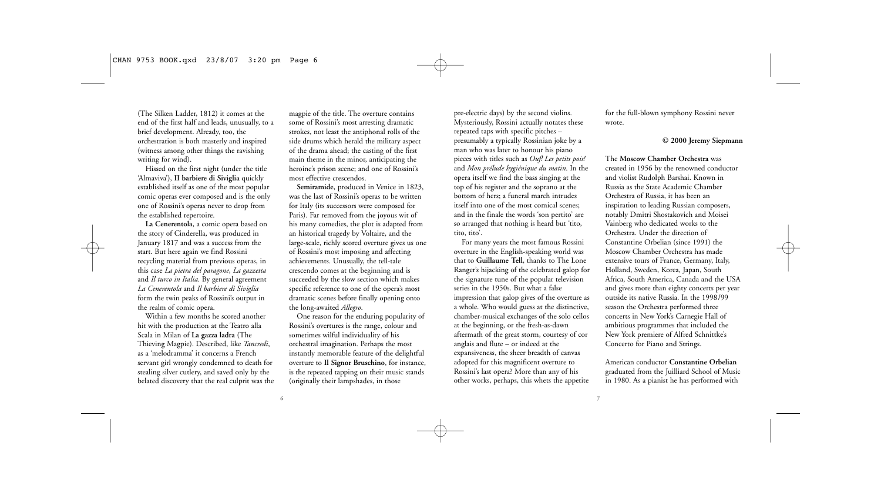(The Silken Ladder, 1812) it comes at the end of the first half and leads, unusually, to a brief development. Already, too, the orchestration is both masterly and inspired (witness among other things the ravishing writing for wind).

Hissed on the first night (under the title 'Almaviva'), **Il barbiere di Siviglia** quickly established itself as one of the most popular comic operas ever composed and is the only one of Rossini's operas never to drop from the established repertoire.

**La Cenerentola**, a comic opera based on the story of Cinderella, was produced in January 1817 and was a success from the start. But here again we find Rossini recycling material from previous operas, in this case *La pietra del paragone*, *La gazzetta* and *Il turco in Italia*. By general agreement *La Cenerentola* and *Il barbiere di Siviglia* form the twin peaks of Rossini's output in the realm of comic opera.

Within a few months he scored another hit with the production at the Teatro alla Scala in Milan of **La gazza ladra** (The Thieving Magpie). Described, like *Tancredi*, as a 'melodramma' it concerns a French servant girl wrongly condemned to death for stealing silver cutlery, and saved only by the belated discovery that the real culprit was the magpie of the title. The overture contains some of Rossini's most arresting dramatic strokes, not least the antiphonal rolls of the side drums which herald the military aspect of the drama ahead; the casting of the first main theme in the minor, anticipating the heroine's prison scene; and one of Rossini's most effective crescendos.

**Semiramide**, produced in Venice in 1823, was the last of Rossini's operas to be written for Italy (its successors were composed for Paris). Far removed from the joyous wit of his many comedies, the plot is adapted from an historical tragedy by Voltaire, and the large-scale, richly scored overture gives us one of Rossini's most imposing and affecting achievements. Unusually, the tell-tale crescendo comes at the beginning and is succeeded by the slow section which makes specific reference to one of the opera's most dramatic scenes before finally opening onto the long-awaited *Allegro*.

One reason for the enduring popularity of Rossini's overtures is the range, colour and sometimes wilful individuality of his orchestral imagination. Perhaps the most instantly memorable feature of the delightful overture to **Il Signor Bruschino**, for instance, is the repeated tapping on their music stands (originally their lampshades, in those pre-electric days) by the second violins. Mysteriously, Rossini actually notates these repeated taps with specific pitches – presumably a typically Rossinian joke by a man who was later to honour his piano pieces with titles such as *Ouf! Les petits pois!* and *Mon prélude hygiénique du matin*. In the opera itself we find the bass singing at the top of his register and the soprano at the bottom of hers; a funeral march intrudes itself into one of the most comical scenes; and in the finale the words 'son pertito' are so arranged that nothing is heard but 'tito, tito, tito'.

For many years the most famous Rossini overture in the English-speaking world was that to **Guillaume Tell**, thanks to The Lone Ranger's hijacking of the celebrated galop for the signature tune of the popular television series in the 1950s. But what a false impression that galop gives of the overture as a whole. Who would guess at the distinctive, chamber-musical exchanges of the solo cellos at the beginning, or the fresh-as-dawn aftermath of the great storm, courtesy of cor anglais and flute – or indeed at the expansiveness, the sheer breadth of canvas adopted for this magnificent overture to Rossini's last opera? More than any of his other works, perhaps, this whets the appetite for the full-blown symphony Rossini never wrote.

**© 2000 Jeremy Siepmann**

The **Moscow Chamber Orchestra** was created in 1956 by the renowned conductor and violist Rudolph Barshai. Known in Russia as the State Academic Chamber Orchestra of Russia, it has been an inspiration to leading Russian composers, notably Dmitri Shostakovich and Moisei Vainberg who dedicated works to the Orchestra. Under the direction of Constantine Orbelian (since 1991) the Moscow Chamber Orchestra has made extensive tours of France, Germany, Italy, Holland, Sweden, Korea, Japan, South Africa, South America, Canada and the USA and gives more than eighty concerts per year outside its native Russia. In the 1998/99 season the Orchestra performed three concerts in New York's Carnegie Hall of ambitious programmes that included the New York premiere of Alfred Schnittke's Concerto for Piano and Strings.

American conductor **Constantine Orbelian** graduated from the Juilliard School of Music in 1980. As a pianist he has performed with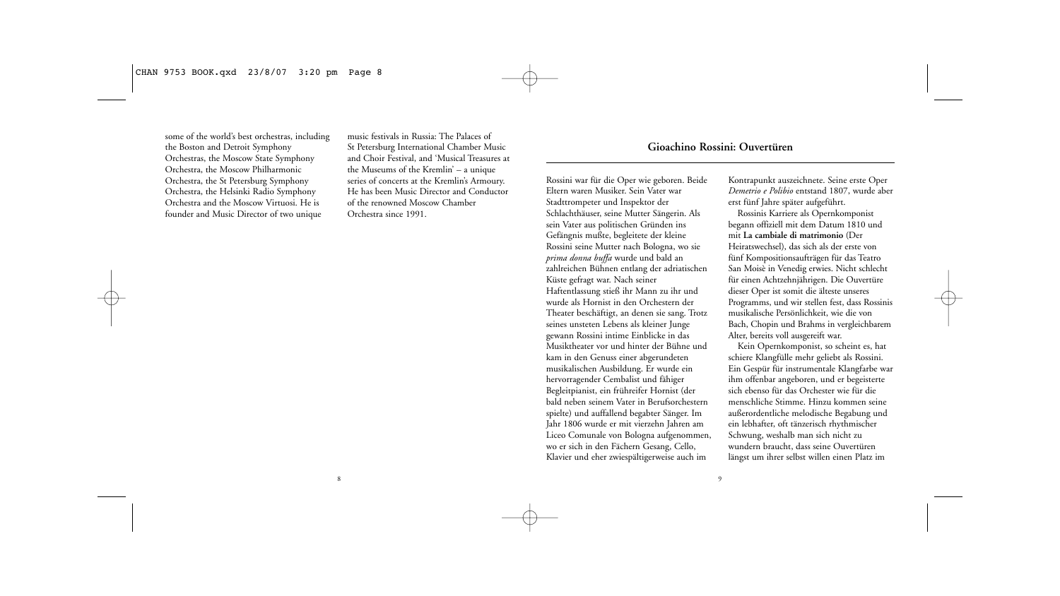some of the world's best orchestras, including the Boston and Detroit Symphony Orchestras, the Moscow State Symphony Orchestra, the Moscow Philharmonic Orchestra, the St Petersburg Symphony Orchestra, the Helsinki Radio Symphony Orchestra and the Moscow Virtuosi. He is founder and Music Director of two unique music festivals in Russia: The Palaces of St Petersburg International Chamber Music and Choir Festival, and 'Musical Treasures at the Museums of the Kremlin' – a unique series of concerts at the Kremlin's Armoury. He has been Music Director and Conductor of the renowned Moscow Chamber Orchestra since 1991.

## Gioachino Rossini: Ouvertüren

Rossini war für die Oper wie geboren. Beide Eltern waren Musiker. Sein Vater war Stadttrompeter und Inspektor der Schlachthäuser, seine Mutter Sängerin. Als sein Vater aus politischen Gründen ins Gefängnis mußte, begleitete der kleine Rossini seine Mutter nach Bologna, wo sie *prima donna buffa* wurde und bald an zahlreichen Bühnen entlang der adriatischen Küste gefragt war. Nach seiner Haftentlassung stieß ihr Mann zu ihr und wurde als Hornist in den Orchestern der Theater beschäftigt, an denen sie sang. Trotz seines unsteten Lebens als kleiner Junge gewann Rossini intime Einblicke in das Musiktheater vor und hinter der Bühne und kam in den Genuss einer abgerundeten musikalischen Ausbildung. Er wurde ein hervorragender Cembalist und fähiger Begleitpianist, ein frühreifer Hornist (der bald neben seinem Vater in Berufsorchestern spielte) und auffallend begabter Sänger. Im Jahr 1806 wurde er mit vierzehn Jahren am Liceo Comunale von Bologna aufgenommen, wo er sich in den Fächern Gesang, Cello, Klavier und eher zwiespältigerweise auch im Kontrapunkt auszeichnete. Seine erste Oper *Demetrio e Polibio* entstand 1807, wurde aber erst fünf Jahre später aufgeführt.

Rossinis Karriere als Opernkomponist begann offiziell mit dem Datum 1810 und mit **La cambiale di matrimonio** (Der Heiratswechsel), das sich als der erste von fünf Kompositionsaufträgen für das Teatro San Moisè in Venedig erwies. Nicht schlecht für einen Achtzehnjährigen. Die Ouvertüre dieser Oper ist somit die älteste unseres Programms, und wir stellen fest, dass Rossinis musikalische Persönlichkeit, wie die von Bach, Chopin und Brahms in vergleichbarem Alter, bereits voll ausgereift war.

Kein Opernkomponist, so scheint es, hat schiere Klangfülle mehr geliebt als Rossini. Ein Gespür für instrumentale Klangfarbe war ihm offenbar angeboren, und er begeisterte sich ebenso für das Orchester wie für die menschliche Stimme. Hinzu kommen seine außerordentliche melodische Begabung und ein lebhafter, oft tänzerisch rhythmischer Schwung, weshalb man sich nicht zu wundern braucht, dass seine Ouvertüren längst um ihrer selbst willen einen Platz im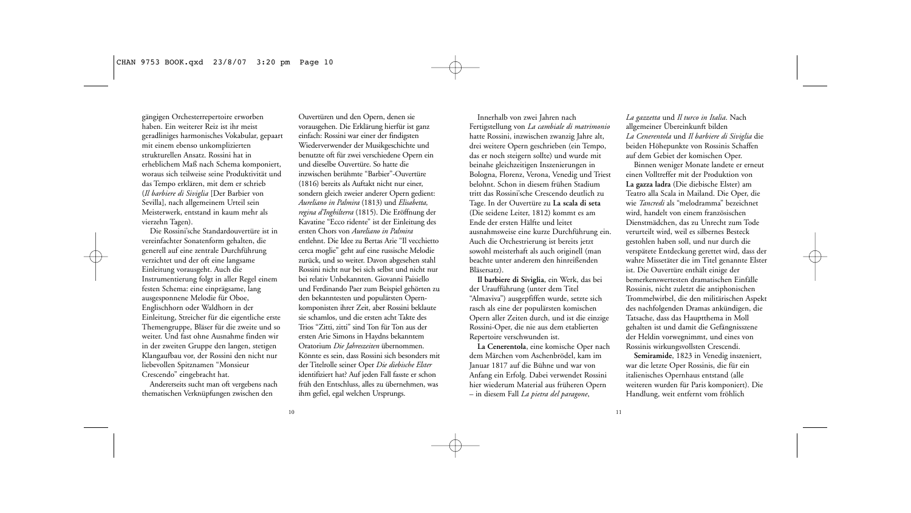gängigen Orchesterrepertoire erworben haben. Ein weiterer Reiz ist ihr meist geradliniges harmonisches Vokabular, gepaart mit einem ebenso unkomplizierten strukturellen Ansatz. Rossini hat in erheblichem Maß nach Schema komponiert, woraus sich teilweise seine Produktivität und das Tempo erklären, mit dem er schrieb (*Il barbiere di Siviglia* [Der Barbier von Sevilla], nach allgemeinem Urteil sein Meisterwerk, entstand in kaum mehr als vierzehn Tagen).

Die Rossini'sche Standardouvertüre ist in vereinfachter Sonatenform gehalten, die generell auf eine zentrale Durchführung verzichtet und der oft eine langsame Einleitung vorausgeht. Auch die Instrumentierung folgt in aller Regel einem festen Schema: eine einprägsame, lang ausgesponnene Melodie für Oboe, Englischhorn oder Waldhorn in der Einleitung, Streicher für die eigentliche erste Themengruppe, Bläser für die zweite und so weiter. Und fast ohne Ausnahme finden wir in der zweiten Gruppe den langen, stetigen Klangaufbau vor, der Rossini den nicht nur liebevollen Spitznamen "Monsieur Crescendo" eingebracht hat.

Andererseits sucht man oft vergebens nach thematischen Verknüpfungen zwischen den Ouvertüren und den Opern, denen sie vorausgehen. Die Erklärung hierfür ist ganz einfach: Rossini war einer der findigsten Wiederverwender der Musikgeschichte und benutzte oft für zwei verschiedene Opern ein und dieselbe Ouvertüre. So hatte die inzwischen berühmte "Barbier"-Ouvertüre (1816) bereits als Auftakt nicht nur einer, sondern gleich zweier anderer Opern gedient: *Aureliano in Palmira* (1813) und *Elisabetta, regina d'Inghilterra* (1815). Die Eröffnung der Kavatine "Ecco ridente" ist der Einleitung des ersten Chors von *Aureliano in Palmira* entlehnt. Die Idee zu Bertas Arie "Il vecchietto cerca moglie" geht auf eine russische Melodie zurück, und so weiter. Davon abgesehen stahl Rossini nicht nur bei sich selbst und nicht nur bei relativ Unbekannten. Giovanni Paisiello und Ferdinando Paer zum Beispiel gehörten zu den bekanntesten und populärsten Opernkomponisten ihrer Zeit, aber Rossini beklaute sie schamlos, und die ersten acht Takte des Trios "Zitti, zitti" sind Ton für Ton aus der ersten Arie Simons in Haydns bekanntem Oratorium *Die Jahreszeiten* übernommen. Könnte es sein, dass Rossini sich besonders mit der Titelrolle seiner Oper *Die diebische Elster* identifiziert hat? Auf jeden Fall fasste er schon früh den Entschluss, alles zu übernehmen, was ihm gefiel, egal welchen Ursprungs.

Innerhalb von zwei Jahren nach Fertigstellung von *La cambiale di matrimonio* hatte Rossini, inzwischen zwanzig Jahre alt, drei weitere Opern geschrieben (ein Tempo, das er noch steigern sollte) und wurde mit beinahe gleichzeitigen Inszenierungen in Bologna, Florenz, Verona, Venedig und Triest belohnt. Schon in diesem frühen Stadium tritt das Rossini'sche Crescendo deutlich zu Tage. In der Ouvertüre zu **La scala di seta** (Die seidene Leiter, 1812) kommt es am Ende der ersten Hälfte und leitet ausnahmsweise eine kurze Durchführung ein. Auch die Orchestrierung ist bereits jetzt sowohl meisterhaft als auch originell (man beachte unter anderem den hinreißenden Bläsersatz).

**Il barbiere di Siviglia**, ein Werk, das bei der Uraufführung (unter dem Titel "Almaviva") ausgepfiffen wurde, setzte sich rasch als eine der populärsten komischen Opern aller Zeiten durch, und ist die einzige Rossini-Oper, die nie aus dem etablierten Repertoire verschwunden ist.

**La Cenerentola**, eine komische Oper nach dem Märchen vom Aschenbrödel, kam im Januar 1817 auf die Bühne und war von Anfang ein Erfolg. Dabei verwendet Rossini hier wiederum Material aus früheren Opern – in diesem Fall *La pietra del paragone*, *La gazzetta* und *Il turco in Italia*. Nach allgemeiner Übereinkunft bilden *La Cenerentola* und *Il barbiere di Siviglia* die beiden Höhepunkte von Rossinis Schaffen auf dem Gebiet der komischen Oper.

Binnen weniger Monate landete er erneut einen Volltreffer mit der Produktion von **La gazza ladra** (Die diebische Elster) am Teatro alla Scala in Mailand. Die Oper, die wie *Tancredi* als "melodramma" bezeichnet wird, handelt von einem französischen Dienstmädchen, das zu Unrecht zum Tode verurteilt wird, weil es silbernes Besteck gestohlen haben soll, und nur durch die verspätete Entdeckung gerettet wird, dass der wahre Missetäter die im Titel genannte Elster ist. Die Ouvertüre enthält einige der bemerkenswertesten dramatischen Einfälle Rossinis, nicht zuletzt die antiphonischen Trommelwirbel, die den militärischen Aspekt des nachfolgenden Dramas ankündigen, die Tatsache, dass das Hauptthema in Moll gehalten ist und damit die Gefängnisszene der Heldin vorwegnimmt, und eines von Rossinis wirkungsvollsten Crescendi.

**Semiramide**, 1823 in Venedig inszeniert, war die letzte Oper Rossinis, die für ein italienisches Opernhaus entstand (alle weiteren wurden für Paris komponiert). Die Handlung, weit entfernt vom fröhlich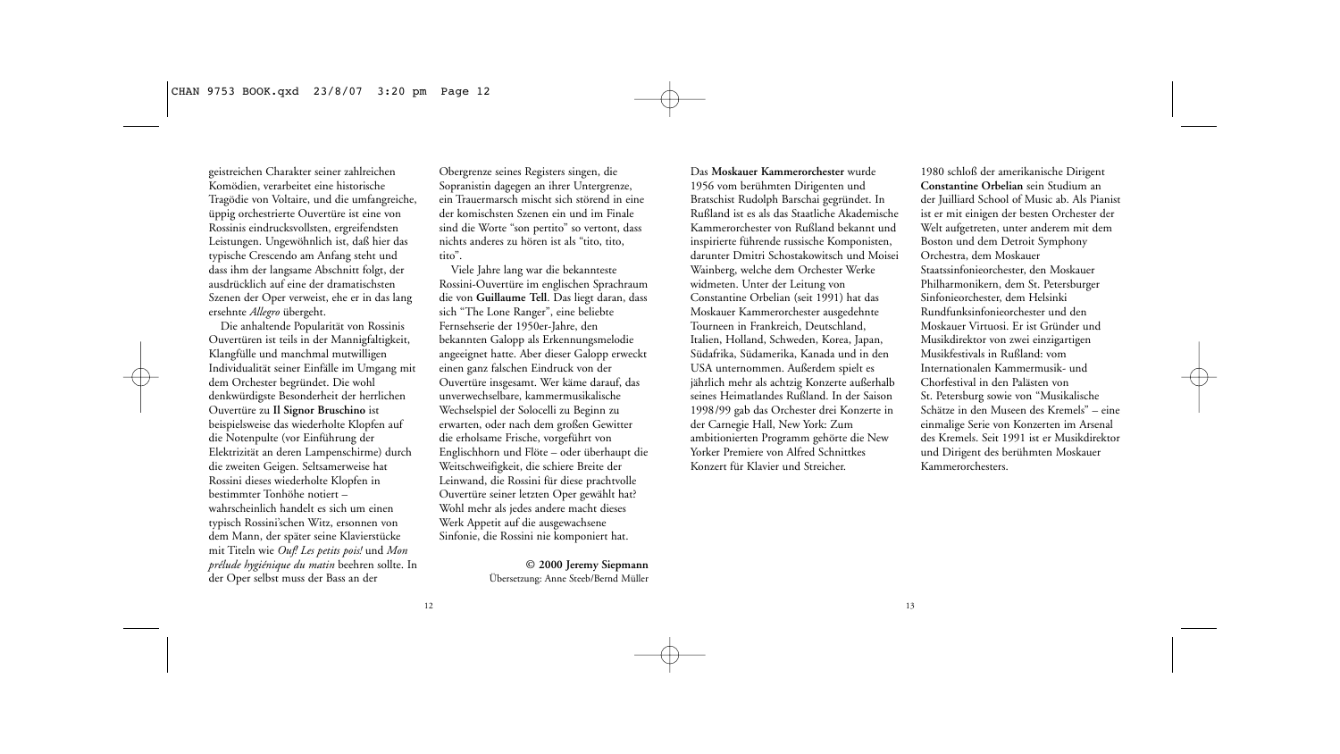geistreichen Charakter seiner zahlreichen Komödien, verarbeitet eine historische Tragödie von Voltaire, und die umfangreiche, üppig orchestrierte Ouvertüre ist eine von Rossinis eindrucksvollsten, ergreifendsten Leistungen. Ungewöhnlich ist, daß hier das typische Crescendo am Anfang steht und dass ihm der langsame Abschnitt folgt, der ausdrücklich auf eine der dramatischsten Szenen der Oper verweist, ehe er in das lang ersehnte *Allegro* übergeht.

Die anhaltende Popularität von Rossinis Ouvertüren ist teils in der Mannigfaltigkeit, Klangfülle und manchmal mutwilligen Individualität seiner Einfälle im Umgang mit dem Orchester begründet. Die wohl denkwürdigste Besonderheit der herrlichen Ouvertüre zu **Il Signor Bruschino** ist beispielsweise das wiederholte Klopfen auf die Notenpulte (vor Einführung der Elektrizität an deren Lampenschirme) durch die zweiten Geigen. Seltsamerweise hat Rossini dieses wiederholte Klopfen in bestimmter Tonhöhe notiert – wahrscheinlich handelt es sich um einen typisch Rossini'schen Witz, ersonnen von dem Mann, der später seine Klavierstücke mit Titeln wie *Ouf! Les petits pois!* und *Mon prélude hygiénique du matin* beehren sollte. In der Oper selbst muss der Bass an der Obergrenze seines Registers singen, die Sopranistin dagegen an ihrer Untergrenze, ein Trauermarsch mischt sich störend in eine der komischsten Szenen ein und im Finale sind die Worte "son pertito" so vertont, dass nichts anderes zu hören ist als "tito, tito, tito".

Viele Jahre lang war die bekannteste Rossini-Ouvertüre im englischen Sprachraum die von **Guillaume Tell**. Das liegt daran, dass sich "The Lone Ranger", eine beliebte Fernsehserie der 1950er-Jahre, den bekannten Galopp als Erkennungsmelodie angeeignet hatte. Aber dieser Galopp erweckt einen ganz falschen Eindruck von der Ouvertüre insgesamt. Wer käme darauf, das unverwechselbare, kammermusikalische Wechselspiel der Solocelli zu Beginn zu erwarten, oder nach dem großen Gewitter die erholsame Frische, vorgeführt von Englischhorn und Flöte – oder überhaupt die Weitschweifigkeit, die schiere Breite der Leinwand, die Rossini für diese prachtvolle Ouvertüre seiner letzten Oper gewählt hat? Wohl mehr als jedes andere macht dieses Werk Appetit auf die ausgewachsene Sinfonie, die Rossini nie komponiert hat.

**© 2000 Jeremy Siepmann**
Übersetzung: Anne Steeb/Bernd Müller

Das **Moskauer Kammerorchester** wurde 1956 vom berühmten Dirigenten und Bratschist Rudolph Barschai gegründet. In Rußland ist es als das Staatliche Akademische Kammerorchester von Rußland bekannt und inspirierte führende russische Komponisten, darunter Dmitri Schostakowitsch und Moisei Wainberg, welche dem Orchester Werke widmeten. Unter der Leitung von Constantine Orbelian (seit 1991) hat das Moskauer Kammerorchester ausgedehnte Tourneen in Frankreich, Deutschland, Italien, Holland, Schweden, Korea, Japan, Südafrika, Südamerika, Kanada und in den USA unternommen. Außerdem spielt es jährlich mehr als achtzig Konzerte außerhalb seines Heimatlandes Rußland. In der Saison 1998/99 gab das Orchester drei Konzerte in der Carnegie Hall, New York: Zum ambitionierten Programm gehörte die New Yorker Premiere von Alfred Schnittkes Konzert für Klavier und Streicher.

1980 schloß der amerikanische Dirigent **Constantine Orbelian** sein Studium an der Juilliard School of Music ab. Als Pianist ist er mit einigen der besten Orchester der Welt aufgetreten, unter anderem mit dem Boston und dem Detroit Symphony Orchestra, dem Moskauer Staatssinfonieorchester, den Moskauer Philharmonikern, dem St. Petersburger Sinfonieorchester, dem Helsinki Rundfunksinfonieorchester und den Moskauer Virtuosi. Er ist Gründer und Musikdirektor von zwei einzigartigen Musikfestivals in Rußland: vom Internationalen Kammermusik- und Chorfestival in den Palästen von St. Petersburg sowie von "Musikalische Schätze in den Museen des Kremels" – eine einmalige Serie von Konzerten im Arsenal des Kremels. Seit 1991 ist er Musikdirektor und Dirigent des berühmten Moskauer Kammerorchesters.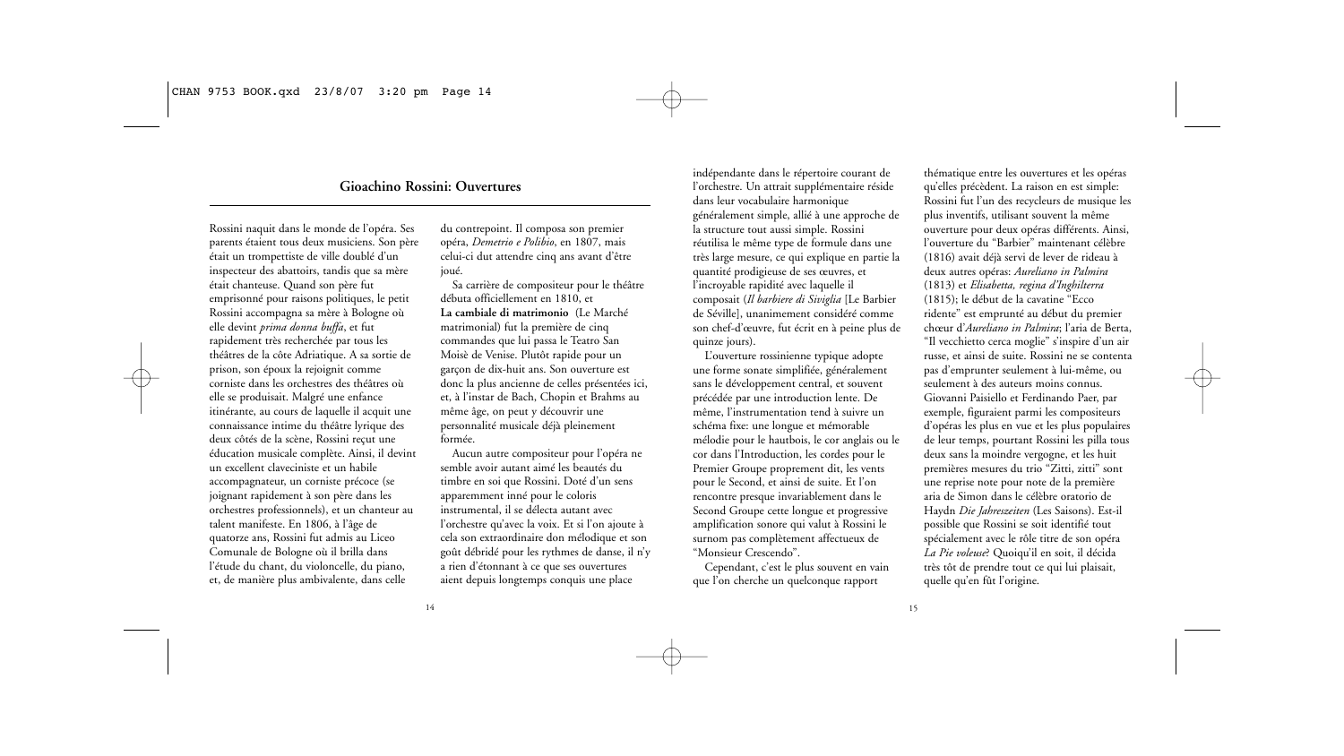## Gioachino Rossini: Ouvertures

Rossini naquit dans le monde de l'opéra. Ses parents étaient tous deux musiciens. Son père était un trompettiste de ville doublé d'un inspecteur des abattoirs, tandis que sa mère était chanteuse. Quand son père fut emprisonné pour raisons politiques, le petit Rossini accompagna sa mère à Bologne où elle devint *prima donna buffa*, et fut rapidement très recherchée par tous les théâtres de la côte Adriatique. A sa sortie de prison, son époux la rejoignit comme corniste dans les orchestres des théâtres où elle se produisait. Malgré une enfance itinérante, au cours de laquelle il acquit une connaissance intime du théâtre lyrique des deux côtés de la scène, Rossini reçut une éducation musicale complète. Ainsi, il devint un excellent claveciniste et un habile accompagnateur, un corniste précoce (se joignant rapidement à son père dans les orchestres professionnels), et un chanteur au talent manifeste. En 1806, à l'âge de quatorze ans, Rossini fut admis au Liceo Comunale de Bologne où il brilla dans l'étude du chant, du violoncelle, du piano, et, de manière plus ambivalente, dans celle du contrepoint. Il composa son premier opéra, *Demetrio e Polibio*, en 1807, mais celui-ci dut attendre cinq ans avant d'être joué.

Sa carrière de compositeur pour le théâtre débuta officiellement en 1810, et **La cambiale di matrimonio** (Le Marché matrimonial) fut la première de cinq commandes que lui passa le Teatro San Moisè de Venise. Plutôt rapide pour un garçon de dix-huit ans. Son ouverture est donc la plus ancienne de celles présentées ici, et, à l'instar de Bach, Chopin et Brahms au même âge, on peut y découvrir une personnalité musicale déjà pleinement formée.

Aucun autre compositeur pour l'opéra ne semble avoir autant aimé les beautés du timbre en soi que Rossini. Doté d'un sens apparemment inné pour le coloris instrumental, il se délecta autant avec l'orchestre qu'avec la voix. Et si l'on ajoute à cela son extraordinaire don mélodique et son goût débridé pour les rythmes de danse, il n'y a rien d'étonnant à ce que ses ouvertures aient depuis longtemps conquis une place indépendante dans le répertoire courant de l'orchestre. Un attrait supplémentaire réside dans leur vocabulaire harmonique généralement simple, allié à une approche de la structure tout aussi simple. Rossini réutilisa le même type de formule dans une très large mesure, ce qui explique en partie la quantité prodigieuse de ses œuvres, et l'incroyable rapidité avec laquelle il composait (*Il barbiere di Siviglia* [Le Barbier de Séville], unanimement considéré comme son chef-d'œuvre, fut écrit en à peine plus de quinze jours).

L'ouverture rossinienne typique adopte une forme sonate simplifiée, généralement sans le développement central, et souvent précédée par une introduction lente. De même, l'instrumentation tend à suivre un schéma fixe: une longue et mémorable mélodie pour le hautbois, le cor anglais ou le cor dans l'Introduction, les cordes pour le Premier Groupe proprement dit, les vents pour le Second, et ainsi de suite. Et l'on rencontre presque invariablement dans le Second Groupe cette longue et progressive amplification sonore qui valut à Rossini le surnom pas complètement affectueux de "Monsieur Crescendo".

Cependant, c'est le plus souvent en vain que l'on cherche un quelconque rapport thématique entre les ouvertures et les opéras qu'elles précèdent. La raison en est simple: Rossini fut l'un des recycleurs de musique les plus inventifs, utilisant souvent la même ouverture pour deux opéras différents. Ainsi, l'ouverture du "Barbier" maintenant célèbre (1816) avait déjà servi de lever de rideau à deux autres opéras: *Aureliano in Palmira* (1813) et *Elisabetta, regina d'Inghilterra* (1815); le début de la cavatine "Ecco ridente" est emprunté au début du premier chœur d'*Aureliano in Palmira*; l'aria de Berta, "Il vecchietto cerca moglie" s'inspire d'un air russe, et ainsi de suite. Rossini ne se contenta pas d'emprunter seulement à lui-même, ou seulement à des auteurs moins connus. Giovanni Paisiello et Ferdinando Paer, par exemple, figuraient parmi les compositeurs d'opéras les plus en vue et les plus populaires de leur temps, pourtant Rossini les pilla tous deux sans la moindre vergogne, et les huit premières mesures du trio "Zitti, zitti" sont une reprise note pour note de la première aria de Simon dans le célèbre oratorio de Haydn *Die Jahreszeiten* (Les Saisons). Est-il possible que Rossini se soit identifié tout spécialement avec le rôle titre de son opéra *La Pie voleuse*? Quoiqu'il en soit, il décida très tôt de prendre tout ce qui lui plaisait, quelle qu'en fût l'origine.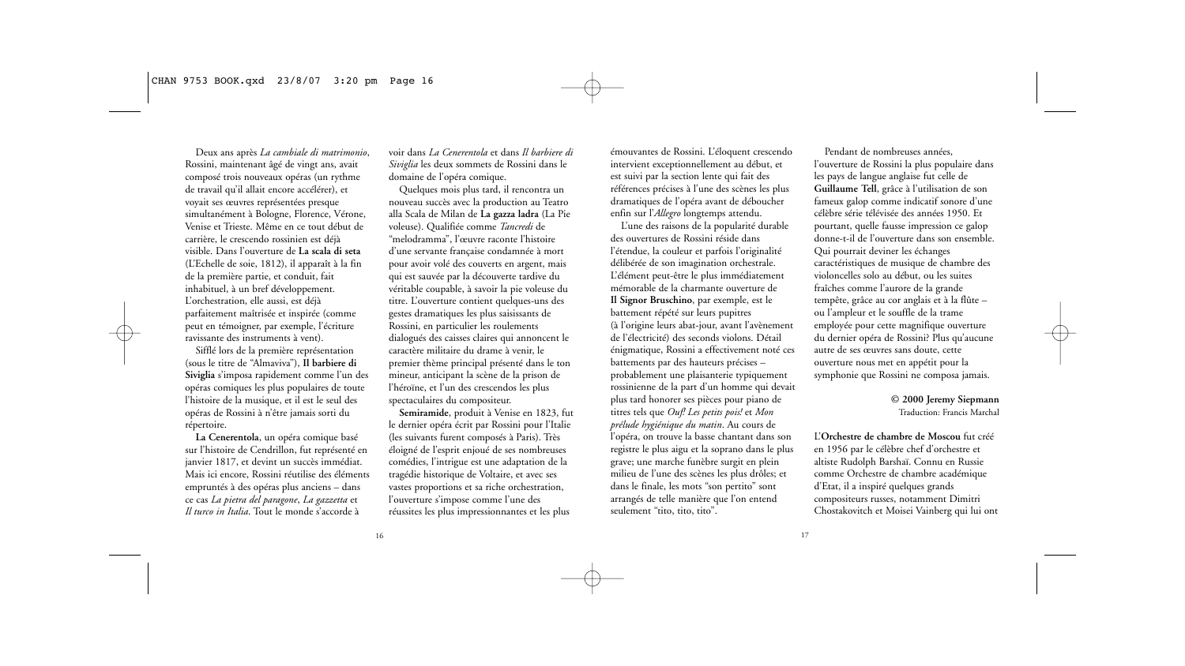Deux ans après *La cambiale di matrimonio*, Rossini, maintenant âgé de vingt ans, avait composé trois nouveaux opéras (un rythme de travail qu'il allait encore accélérer), et voyait ses œuvres représentées presque simultanément à Bologne, Florence, Vérone, Venise et Trieste. Même en ce tout début de carrière, le crescendo rossinien est déjà visible. Dans l'ouverture de **La scala di seta** (L'Echelle de soie, 1812), il apparaît à la fin de la première partie, et conduit, fait inhabituel, à un bref développement. L'orchestration, elle aussi, est déjà parfaitement maîtrisée et inspirée (comme peut en témoigner, par exemple, l'écriture ravissante des instruments à vent).

Sifflé lors de la première représentation (sous le titre de "Almaviva"), **Il barbiere di Siviglia** s'imposa rapidement comme l'un des opéras comiques les plus populaires de toute l'histoire de la musique, et il est le seul des opéras de Rossini à n'être jamais sorti du répertoire.

**La Cenerentola**, un opéra comique basé sur l'histoire de Cendrillon, fut représenté en janvier 1817, et devint un succès immédiat. Mais ici encore, Rossini réutilise des éléments empruntés à des opéras plus anciens – dans ce cas *La pietra del paragone*, *La gazzetta* et *Il turco in Italia*. Tout le monde s'accorde à voir dans *La Cenerentola* et dans *Il barbiere di Siviglia* les deux sommets de Rossini dans le domaine de l'opéra comique.

Quelques mois plus tard, il rencontra un nouveau succès avec la production au Teatro alla Scala de Milan de **La gazza ladra** (La Pie voleuse). Qualifiée comme *Tancredi* de "melodramma", l'œuvre raconte l'histoire d'une servante française condamnée à mort pour avoir volé des couverts en argent, mais qui est sauvée par la découverte tardive du véritable coupable, à savoir la pie voleuse du titre. L'ouverture contient quelques-uns des gestes dramatiques les plus saisissants de Rossini, en particulier les roulements dialogués des caisses claires qui annoncent le caractère militaire du drame à venir, le premier thème principal présenté dans le ton mineur, anticipant la scène de la prison de l'héroïne, et l'un des crescendos les plus spectaculaires du compositeur.

**Semiramide**, produit à Venise en 1823, fut le dernier opéra écrit par Rossini pour l'Italie (les suivants furent composés à Paris). Très éloigné de l'esprit enjoué de ses nombreuses comédies, l'intrigue est une adaptation de la tragédie historique de Voltaire, et avec ses vastes proportions et sa riche orchestration, l'ouverture s'impose comme l'une des réussites les plus impressionnantes et les plus émouvantes de Rossini. L'éloquent crescendo intervient exceptionnellement au début, et est suivi par la section lente qui fait des références précises à l'une des scènes les plus dramatiques de l'opéra avant de déboucher enfin sur l'*Allegro* longtemps attendu.

L'une des raisons de la popularité durable des ouvertures de Rossini réside dans l'étendue, la couleur et parfois l'originalité délibérée de son imagination orchestrale. L'élément peut-être le plus immédiatement mémorable de la charmante ouverture de **Il Signor Bruschino**, par exemple, est le battement répété sur leurs pupitres (à l'origine leurs abat-jour, avant l'avènement de l'électricité) des seconds violons. Détail énigmatique, Rossini a effectivement noté ces battements par des hauteurs précises – probablement une plaisanterie typiquement rossinienne de la part d'un homme qui devait plus tard honorer ses pièces pour piano de titres tels que *Ouf! Les petits pois!* et *Mon prélude hygiénique du matin*. Au cours de l'opéra, on trouve la basse chantant dans son registre le plus aigu et la soprano dans le plus grave; une marche funèbre surgit en plein milieu de l'une des scènes les plus drôles; et dans le finale, les mots "son pertito" sont arrangés de telle manière que l'on entend seulement "tito, tito, tito".

Pendant de nombreuses années, l'ouverture de Rossini la plus populaire dans les pays de langue anglaise fut celle de **Guillaume Tell**, grâce à l'utilisation de son fameux galop comme indicatif sonore d'une célèbre série télévisée des années 1950. Et pourtant, quelle fausse impression ce galop donne-t-il de l'ouverture dans son ensemble. Qui pourrait deviner les échanges caractéristiques de musique de chambre des violoncelles solo au début, ou les suites fraîches comme l'aurore de la grande tempête, grâce au cor anglais et à la flûte – ou l'ampleur et le souffle de la trame employée pour cette magnifique ouverture du dernier opéra de Rossini? Plus qu'aucune autre de ses œuvres sans doute, cette ouverture nous met en appétit pour la symphonie que Rossini ne composa jamais.

**© 2000 Jeremy Siepmann**
Traduction: Francis Marchal

L'**Orchestre de chambre de Moscou** fut créé en 1956 par le célèbre chef d'orchestre et altiste Rudolph Barshaï. Connu en Russie comme Orchestre de chambre académique d'Etat, il a inspiré quelques grands compositeurs russes, notamment Dimitri Chostakovitch et Moisei Vainberg qui lui ont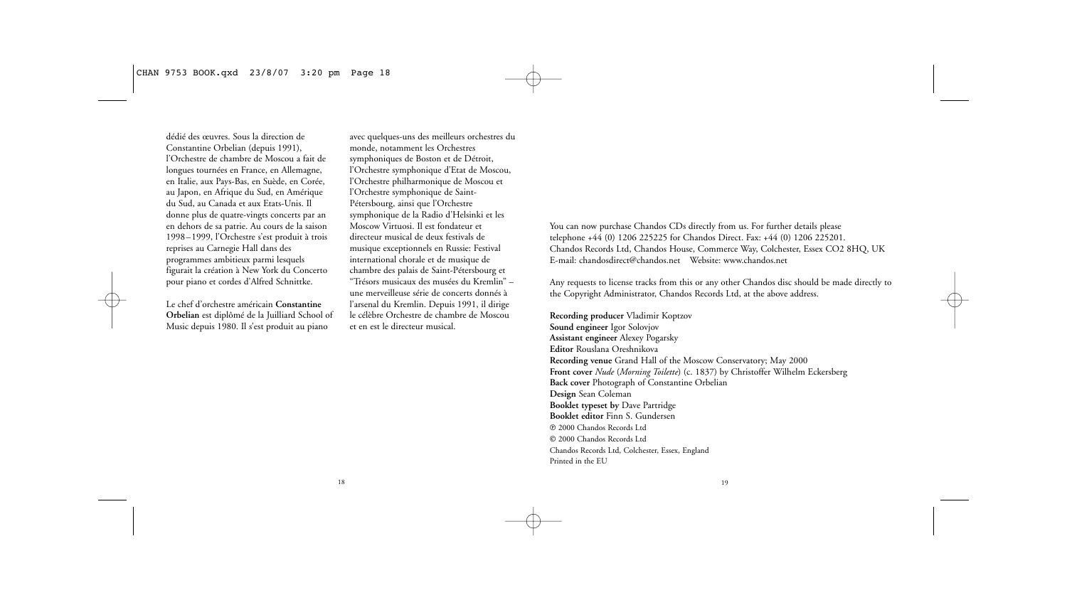dédié des œuvres. Sous la direction de Constantine Orbelian (depuis 1991), l'Orchestre de chambre de Moscou a fait de longues tournées en France, en Allemagne, en Italie, aux Pays-Bas, en Suède, en Corée, au Japon, en Afrique du Sud, en Amérique du Sud, au Canada et aux Etats-Unis. Il donne plus de quatre-vingts concerts par an en dehors de sa patrie. Au cours de la saison 1998–1999, l'Orchestre s'est produit à trois reprises au Carnegie Hall dans des programmes ambitieux parmi lesquels figurait la création à New York du Concerto pour piano et cordes d'Alfred Schnittke.

Le chef d'orchestre américain **Constantine Orbelian** est diplômé de la Juilliard School of Music depuis 1980. Il s'est produit au piano avec quelques-uns des meilleurs orchestres du monde, notamment les Orchestres symphoniques de Boston et de Détroit, l'Orchestre symphonique d'Etat de Moscou, l'Orchestre philharmonique de Moscou et l'Orchestre symphonique de Saint-Pétersbourg, ainsi que l'Orchestre symphonique de la Radio d'Helsinki et les Moscow Virtuosi. Il est fondateur et directeur musical de deux festivals de musique exceptionnels en Russie: Festival international chorale et de musique de chambre des palais de Saint-Pétersbourg et "Trésors musicaux des musées du Kremlin" – une merveilleuse série de concerts donnés à l'arsenal du Kremlin. Depuis 1991, il dirige le célèbre Orchestre de chambre de Moscou et en est le directeur musical.

You can now purchase Chandos CDs directly from us. For further details please telephone +44 (0) 1206 225225 for Chandos Direct. Fax: +44 (0) 1206 225201. Chandos Records Ltd, Chandos House, Commerce Way, Colchester, Essex CO2 8HQ, UK
E-mail: chandosdirect@chandos.net Website: www.chandos.net

Any requests to license tracks from this or any other Chandos disc should be made directly to the Copyright Administrator, Chandos Records Ltd, at the above address.

**Recording producer** Vladimir Koptzov
**Sound engineer** Igor Solovjov
**Assistant engineer** Alexey Pogarsky
**Editor** Rouslana Oreshnikova
**Recording venue** Grand Hall of the Moscow Conservatory; May 2000
**Front cover** *Nude* (*Morning Toilette*) (c. 1837) by Christoffer Wilhelm Eckersberg
**Back cover** Photograph of Constantine Orbelian
**Design** Sean Coleman
**Booklet typeset by** Dave Partridge
**Booklet editor** Finn S. Gundersen
℗ 2000 Chandos Records Ltd
© 2000 Chandos Records Ltd
Chandos Records Ltd, Colchester, Essex, England
Printed in the EU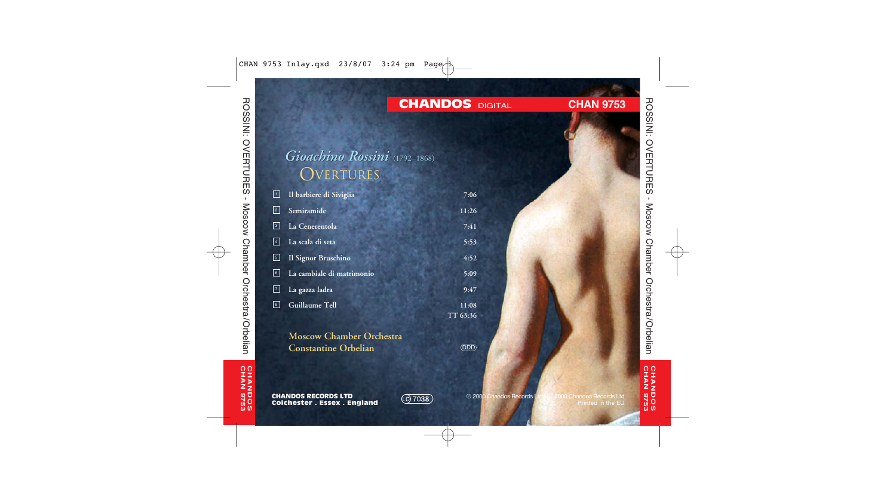CHANDOS DIGITAL CHAN 9753

# *Gioachino Rossini* (1792–1868)

## Overtures

| | | |
|---|---|---|
| 1 | Il barbiere di Siviglia | 7:06 |
| 2 | Semiramide | 11:26 |
| 3 | La Cenerentola | 7:41 |
| 4 | La scala di seta | 5:53 |
| 5 | Il Signor Bruschino | 4:52 |
| 6 | La cambiale di matrimonio | 5:09 |
| 7 | La gazza ladra | 9:47 |
| 8 | Guillaume Tell | 11:08 |
| | | TT 63:36 |

Moscow Chamber Orchestra
Constantine Orbelian

DDD

ROSSINI: OVERTURES - Moscow Chamber Orchestra/Orbelian

CHANDOS CHAN 9753

**CHANDOS RECORDS LTD**
**Colchester . Essex . England**

LC 7038

© 2000 Chandos Records Ltd ℗ 2000 Chandos Records Ltd
Printed in the EU